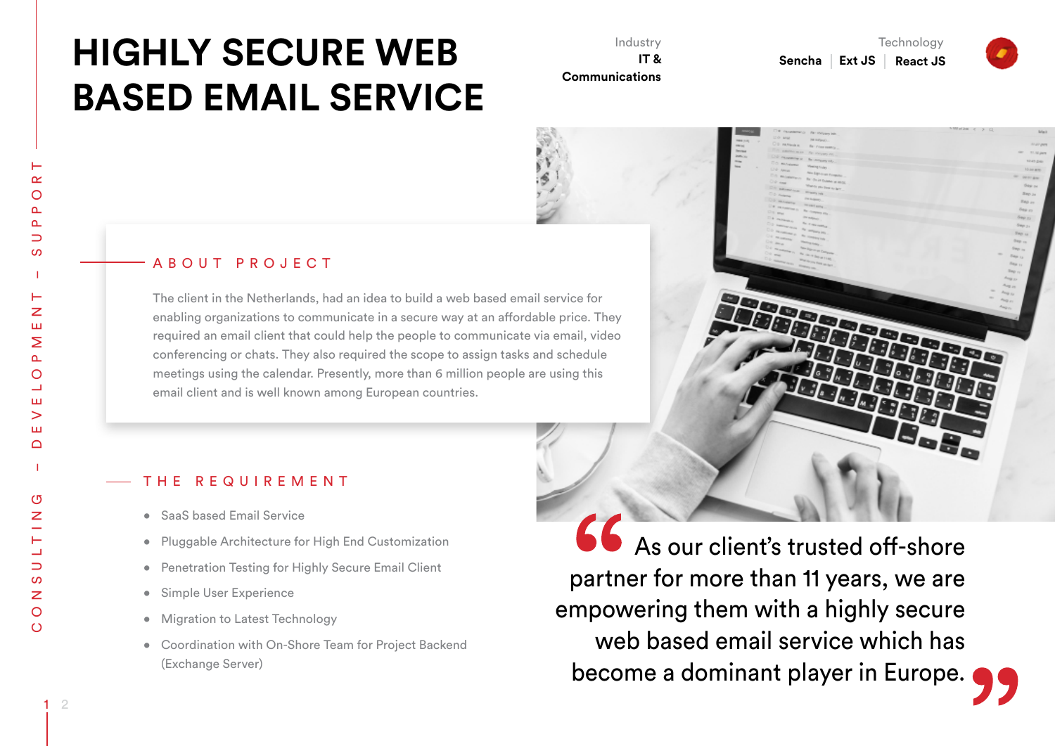# HIGHLY SECURE WEB BASED EMAIL SERVICE

Industry
**IT & Communications**

Technology
**Sencha | Ext JS | React JS**

CONSULTING – DEVELOPMENT – SUPPORT

## ABOUT PROJECT

The client in the Netherlands, had an idea to build a web based email service for enabling organizations to communicate in a secure way at an affordable price. They required an email client that could help the people to communicate via email, video conferencing or chats. They also required the scope to assign tasks and schedule meetings using the calendar. Presently, more than 6 million people are using this email client and is well known among European countries.

## THE REQUIREMENT

- SaaS based Email Service
- Pluggable Architecture for High End Customization
- Penetration Testing for Highly Secure Email Client
- Simple User Experience
- Migration to Latest Technology
- Coordination with On-Shore Team for Project Backend (Exchange Server)

> “As our client's trusted off-shore partner for more than 11 years, we are empowering them with a highly secure web based email service which has become a dominant player in Europe.”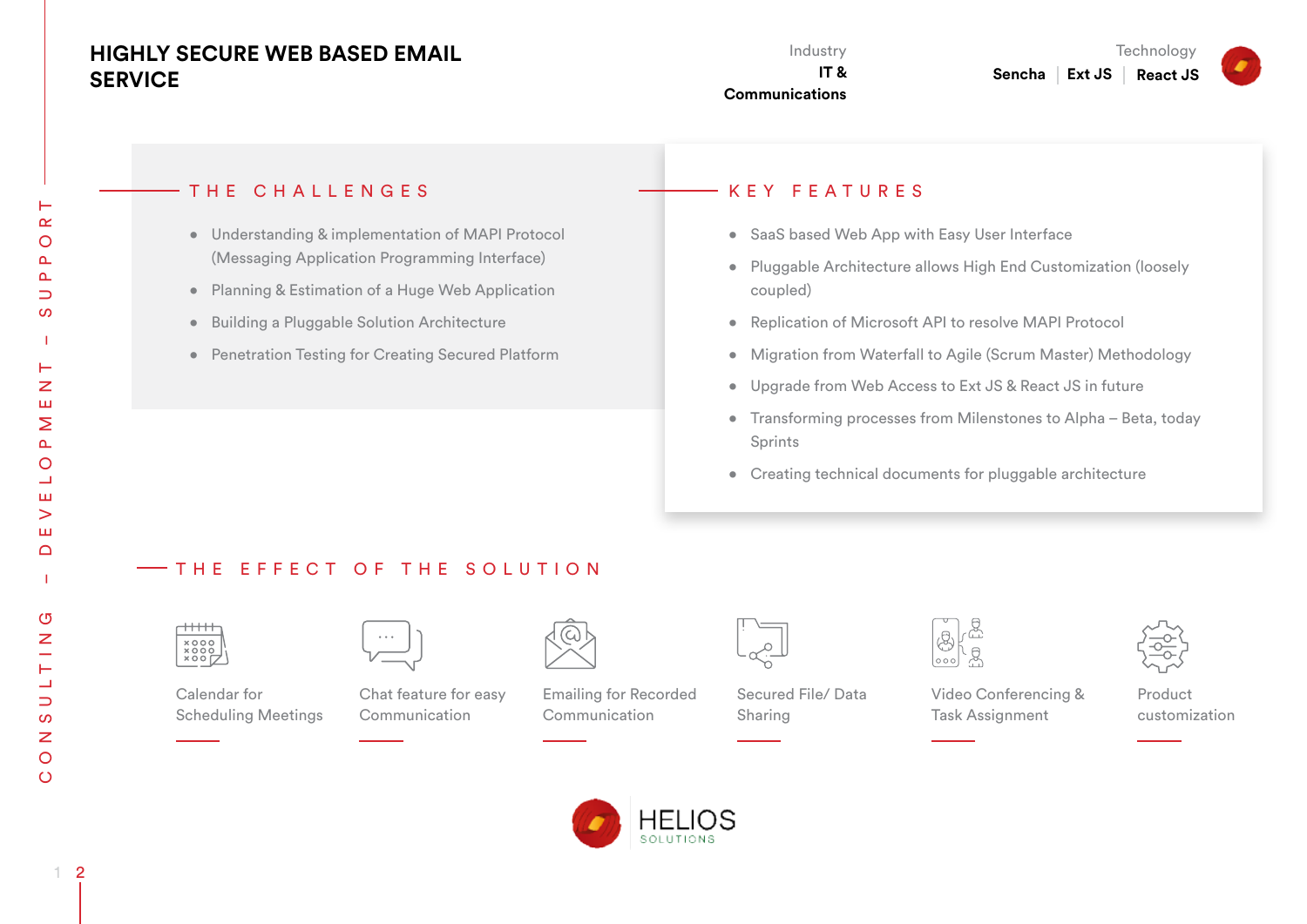# HIGHLY SECURE WEB BASED EMAIL SERVICE

Industry
**IT & Communications**

Technology
**Sencha | Ext JS | React JS**

## THE CHALLENGES

- Understanding & implementation of MAPI Protocol (Messaging Application Programming Interface)
- Planning & Estimation of a Huge Web Application
- Building a Pluggable Solution Architecture
- Penetration Testing for Creating Secured Platform

## KEY FEATURES

- SaaS based Web App with Easy User Interface
- Pluggable Architecture allows High End Customization (loosely coupled)
- Replication of Microsoft API to resolve MAPI Protocol
- Migration from Waterfall to Agile (Scrum Master) Methodology
- Upgrade from Web Access to Ext JS & React JS in future
- Transforming processes from Milenstones to Alpha – Beta, today Sprints
- Creating technical documents for pluggable architecture

## THE EFFECT OF THE SOLUTION

Calendar for Scheduling Meetings

Chat feature for easy Communication

Emailing for Recorded Communication

Secured File/ Data Sharing

Video Conferencing & Task Assignment

Product customization

CONSULTING – DEVELOPMENT – SUPPORT

HELIOS SOLUTIONS